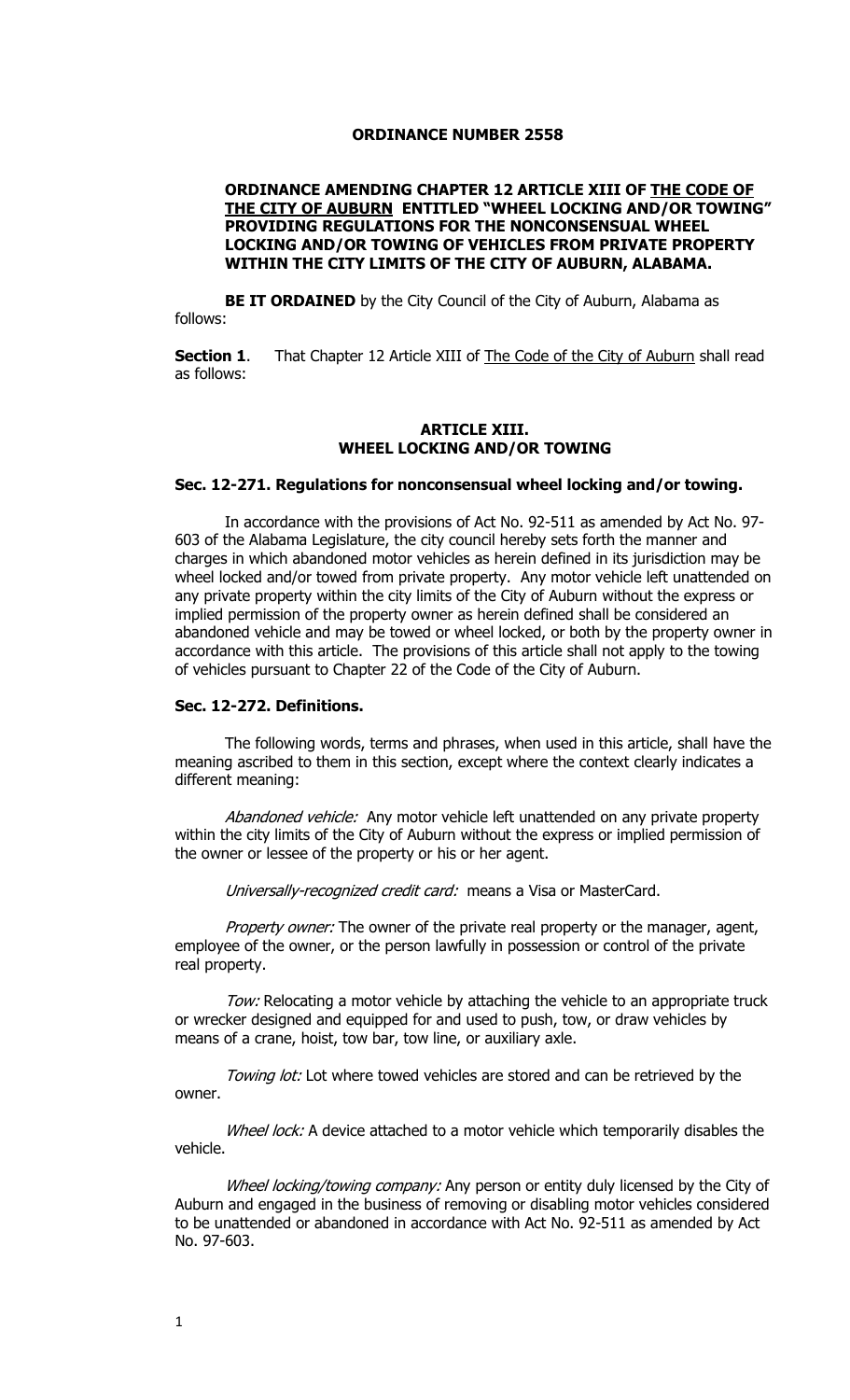# ORDINANCE NUMBER 2558

**ORDINANCE AMENDING CHAPTER 12 ARTICLE XIII OF THE CODE OF THE CITY OF AUBURN ENTITLED "WHEEL LOCKING AND/OR TOWING" PROVIDING REGULATIONS FOR THE NONCONSENSUAL WHEEL LOCKING AND/OR TOWING OF VEHICLES FROM PRIVATE PROPERTY WITHIN THE CITY LIMITS OF THE CITY OF AUBURN, ALABAMA.**

**BE IT ORDAINED** by the City Council of the City of Auburn, Alabama as follows:

**Section 1**. That Chapter 12 Article XIII of The Code of the City of Auburn shall read as follows:

## ARTICLE XIII.
## WHEEL LOCKING AND/OR TOWING

### Sec. 12-271. Regulations for nonconsensual wheel locking and/or towing.

In accordance with the provisions of Act No. 92-511 as amended by Act No. 97-603 of the Alabama Legislature, the city council hereby sets forth the manner and charges in which abandoned motor vehicles as herein defined in its jurisdiction may be wheel locked and/or towed from private property. Any motor vehicle left unattended on any private property within the city limits of the City of Auburn without the express or implied permission of the property owner as herein defined shall be considered an abandoned vehicle and may be towed or wheel locked, or both by the property owner in accordance with this article. The provisions of this article shall not apply to the towing of vehicles pursuant to Chapter 22 of the Code of the City of Auburn.

### Sec. 12-272. Definitions.

The following words, terms and phrases, when used in this article, shall have the meaning ascribed to them in this section, except where the context clearly indicates a different meaning:

*Abandoned vehicle:* Any motor vehicle left unattended on any private property within the city limits of the City of Auburn without the express or implied permission of the owner or lessee of the property or his or her agent.

*Universally-recognized credit card:* means a Visa or MasterCard.

*Property owner:* The owner of the private real property or the manager, agent, employee of the owner, or the person lawfully in possession or control of the private real property.

*Tow:* Relocating a motor vehicle by attaching the vehicle to an appropriate truck or wrecker designed and equipped for and used to push, tow, or draw vehicles by means of a crane, hoist, tow bar, tow line, or auxiliary axle.

*Towing lot:* Lot where towed vehicles are stored and can be retrieved by the owner.

*Wheel lock:* A device attached to a motor vehicle which temporarily disables the vehicle.

*Wheel locking/towing company:* Any person or entity duly licensed by the City of Auburn and engaged in the business of removing or disabling motor vehicles considered to be unattended or abandoned in accordance with Act No. 92-511 as amended by Act No. 97-603.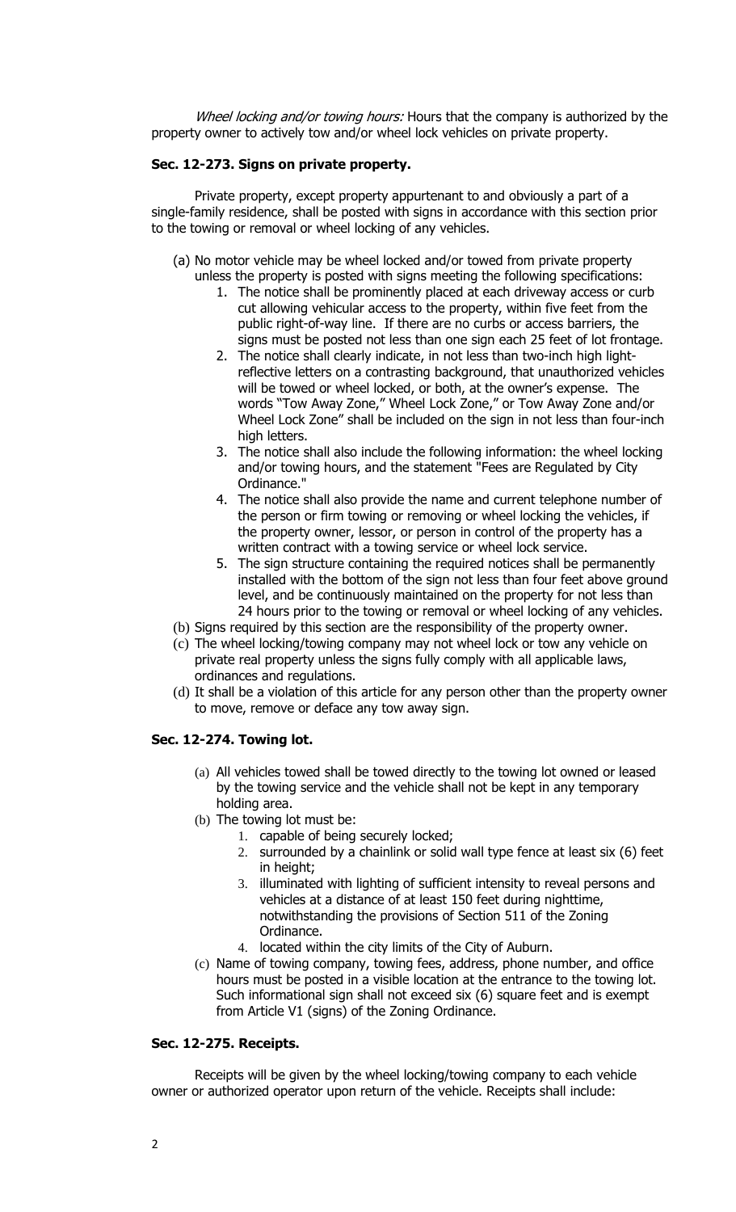*Wheel locking and/or towing hours:* Hours that the company is authorized by the property owner to actively tow and/or wheel lock vehicles on private property.

**Sec. 12-273. Signs on private property.**

Private property, except property appurtenant to and obviously a part of a single-family residence, shall be posted with signs in accordance with this section prior to the towing or removal or wheel locking of any vehicles.

(a) No motor vehicle may be wheel locked and/or towed from private property unless the property is posted with signs meeting the following specifications:
   1. The notice shall be prominently placed at each driveway access or curb cut allowing vehicular access to the property, within five feet from the public right-of-way line. If there are no curbs or access barriers, the signs must be posted not less than one sign each 25 feet of lot frontage.
   2. The notice shall clearly indicate, in not less than two-inch high light-reflective letters on a contrasting background, that unauthorized vehicles will be towed or wheel locked, or both, at the owner's expense. The words "Tow Away Zone," Wheel Lock Zone," or Tow Away Zone and/or Wheel Lock Zone" shall be included on the sign in not less than four-inch high letters.
   3. The notice shall also include the following information: the wheel locking and/or towing hours, and the statement "Fees are Regulated by City Ordinance."
   4. The notice shall also provide the name and current telephone number of the person or firm towing or removing or wheel locking the vehicles, if the property owner, lessor, or person in control of the property has a written contract with a towing service or wheel lock service.
   5. The sign structure containing the required notices shall be permanently installed with the bottom of the sign not less than four feet above ground level, and be continuously maintained on the property for not less than 24 hours prior to the towing or removal or wheel locking of any vehicles.

(b) Signs required by this section are the responsibility of the property owner.

(c) The wheel locking/towing company may not wheel lock or tow any vehicle on private real property unless the signs fully comply with all applicable laws, ordinances and regulations.

(d) It shall be a violation of this article for any person other than the property owner to move, remove or deface any tow away sign.

**Sec. 12-274. Towing lot.**

(a) All vehicles towed shall be towed directly to the towing lot owned or leased by the towing service and the vehicle shall not be kept in any temporary holding area.

(b) The towing lot must be:
   1. capable of being securely locked;
   2. surrounded by a chainlink or solid wall type fence at least six (6) feet in height;
   3. illuminated with lighting of sufficient intensity to reveal persons and vehicles at a distance of at least 150 feet during nighttime, notwithstanding the provisions of Section 511 of the Zoning Ordinance.
   4. located within the city limits of the City of Auburn.

(c) Name of towing company, towing fees, address, phone number, and office hours must be posted in a visible location at the entrance to the towing lot. Such informational sign shall not exceed six (6) square feet and is exempt from Article V1 (signs) of the Zoning Ordinance.

**Sec. 12-275. Receipts.**

Receipts will be given by the wheel locking/towing company to each vehicle owner or authorized operator upon return of the vehicle. Receipts shall include: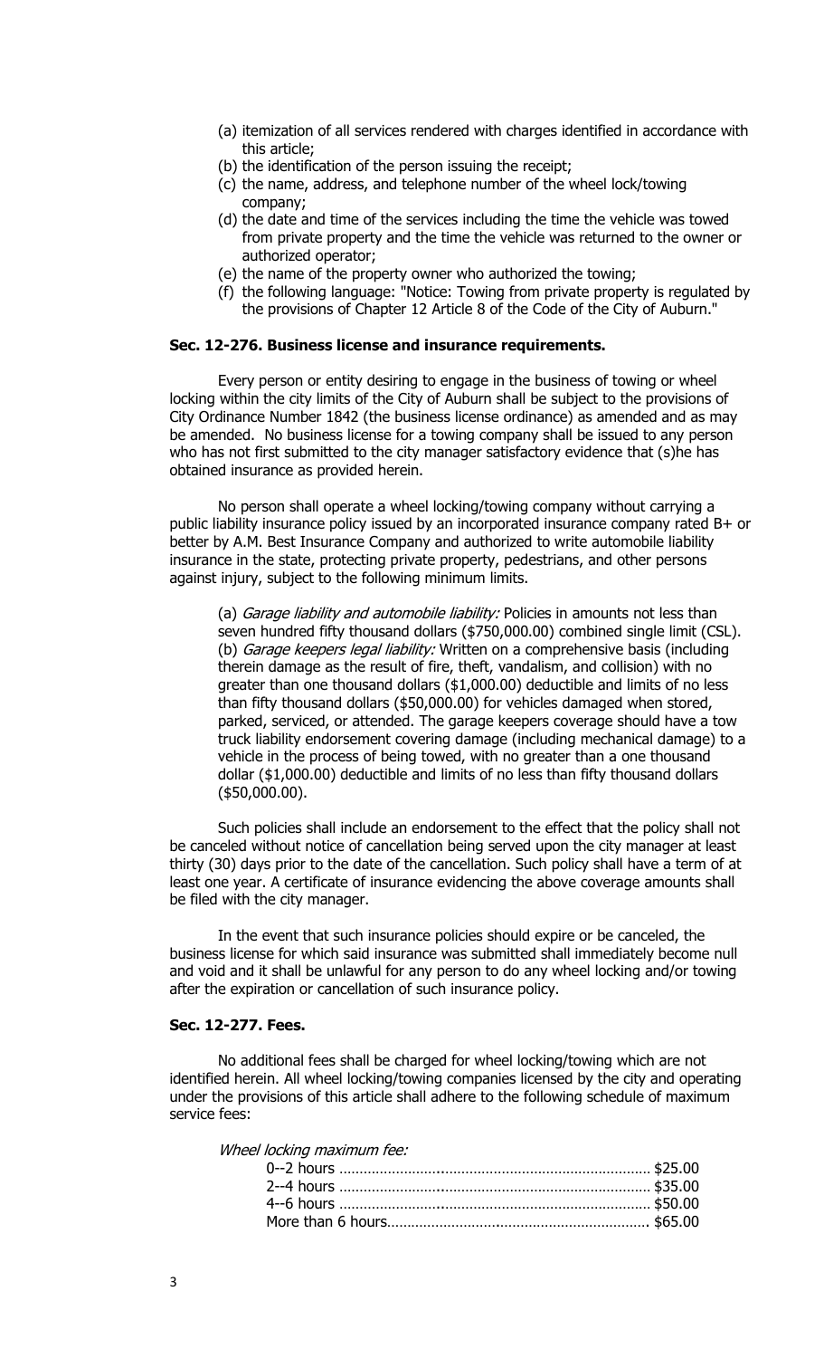(a) itemization of all services rendered with charges identified in accordance with this article;
(b) the identification of the person issuing the receipt;
(c) the name, address, and telephone number of the wheel lock/towing company;
(d) the date and time of the services including the time the vehicle was towed from private property and the time the vehicle was returned to the owner or authorized operator;
(e) the name of the property owner who authorized the towing;
(f) the following language: "Notice: Towing from private property is regulated by the provisions of Chapter 12 Article 8 of the Code of the City of Auburn."

**Sec. 12-276. Business license and insurance requirements.**

Every person or entity desiring to engage in the business of towing or wheel locking within the city limits of the City of Auburn shall be subject to the provisions of City Ordinance Number 1842 (the business license ordinance) as amended and as may be amended. No business license for a towing company shall be issued to any person who has not first submitted to the city manager satisfactory evidence that (s)he has obtained insurance as provided herein.

No person shall operate a wheel locking/towing company without carrying a public liability insurance policy issued by an incorporated insurance company rated B+ or better by A.M. Best Insurance Company and authorized to write automobile liability insurance in the state, protecting private property, pedestrians, and other persons against injury, subject to the following minimum limits.

(a) *Garage liability and automobile liability:* Policies in amounts not less than seven hundred fifty thousand dollars ($750,000.00) combined single limit (CSL).
(b) *Garage keepers legal liability:* Written on a comprehensive basis (including therein damage as the result of fire, theft, vandalism, and collision) with no greater than one thousand dollars ($1,000.00) deductible and limits of no less than fifty thousand dollars ($50,000.00) for vehicles damaged when stored, parked, serviced, or attended. The garage keepers coverage should have a tow truck liability endorsement covering damage (including mechanical damage) to a vehicle in the process of being towed, with no greater than a one thousand dollar ($1,000.00) deductible and limits of no less than fifty thousand dollars ($50,000.00).

Such policies shall include an endorsement to the effect that the policy shall not be canceled without notice of cancellation being served upon the city manager at least thirty (30) days prior to the date of the cancellation. Such policy shall have a term of at least one year. A certificate of insurance evidencing the above coverage amounts shall be filed with the city manager.

In the event that such insurance policies should expire or be canceled, the business license for which said insurance was submitted shall immediately become null and void and it shall be unlawful for any person to do any wheel locking and/or towing after the expiration or cancellation of such insurance policy.

**Sec. 12-277. Fees.**

No additional fees shall be charged for wheel locking/towing which are not identified herein. All wheel locking/towing companies licensed by the city and operating under the provisions of this article shall adhere to the following schedule of maximum service fees:

*Wheel locking maximum fee:*

| | |
|---|---|
| 0--2 hours | $25.00 |
| 2--4 hours | $35.00 |
| 4--6 hours | $50.00 |
| More than 6 hours | $65.00 |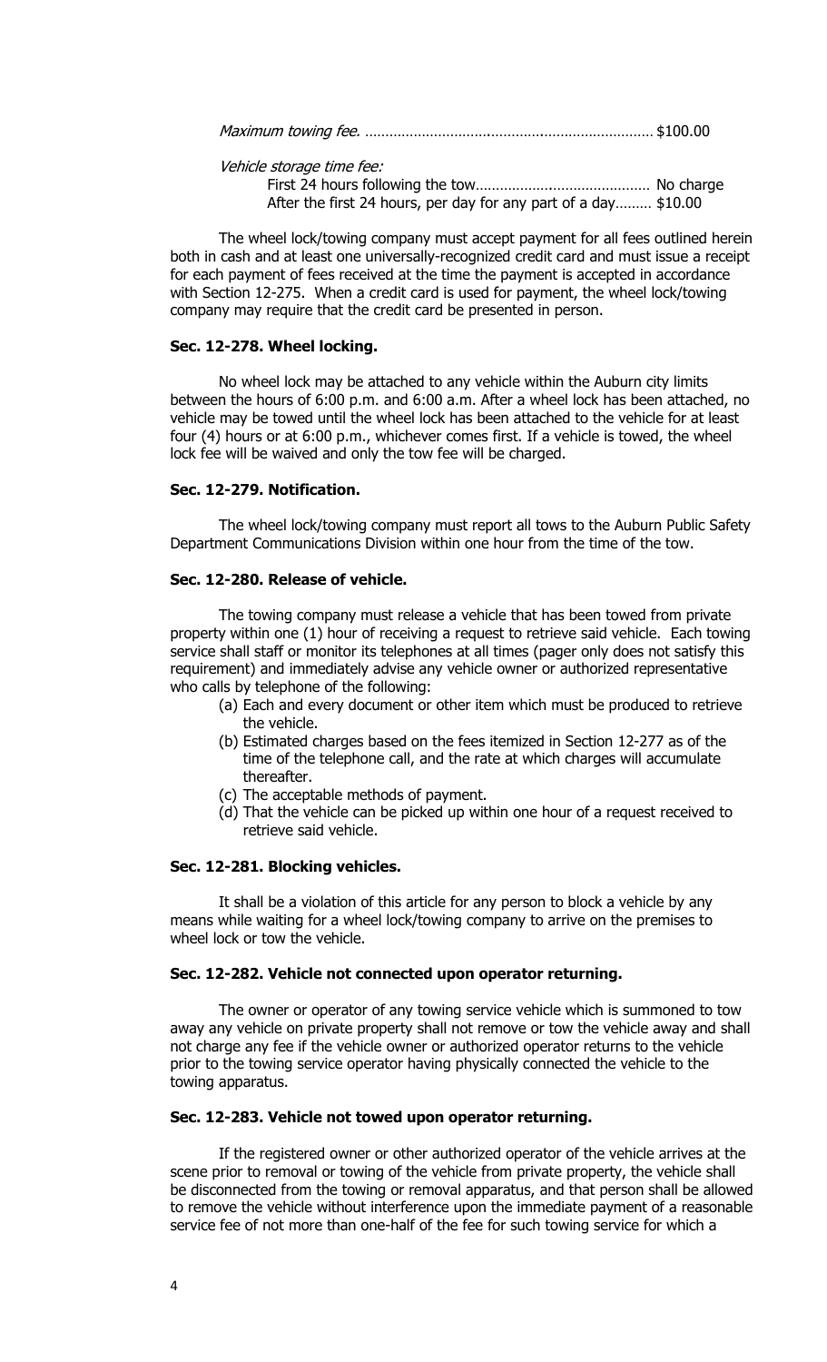*Maximum towing fee.* ........................................................................ $100.00

*Vehicle storage time fee:*

First 24 hours following the tow........................................... No charge
After the first 24 hours, per day for any part of a day......... $10.00

The wheel lock/towing company must accept payment for all fees outlined herein both in cash and at least one universally-recognized credit card and must issue a receipt for each payment of fees received at the time the payment is accepted in accordance with Section 12-275. When a credit card is used for payment, the wheel lock/towing company may require that the credit card be presented in person.

**Sec. 12-278. Wheel locking.**

No wheel lock may be attached to any vehicle within the Auburn city limits between the hours of 6:00 p.m. and 6:00 a.m. After a wheel lock has been attached, no vehicle may be towed until the wheel lock has been attached to the vehicle for at least four (4) hours or at 6:00 p.m., whichever comes first. If a vehicle is towed, the wheel lock fee will be waived and only the tow fee will be charged.

**Sec. 12-279. Notification.**

The wheel lock/towing company must report all tows to the Auburn Public Safety Department Communications Division within one hour from the time of the tow.

**Sec. 12-280. Release of vehicle.**

The towing company must release a vehicle that has been towed from private property within one (1) hour of receiving a request to retrieve said vehicle. Each towing service shall staff or monitor its telephones at all times (pager only does not satisfy this requirement) and immediately advise any vehicle owner or authorized representative who calls by telephone of the following:

(a) Each and every document or other item which must be produced to retrieve the vehicle.
(b) Estimated charges based on the fees itemized in Section 12-277 as of the time of the telephone call, and the rate at which charges will accumulate thereafter.
(c) The acceptable methods of payment.
(d) That the vehicle can be picked up within one hour of a request received to retrieve said vehicle.

**Sec. 12-281. Blocking vehicles.**

It shall be a violation of this article for any person to block a vehicle by any means while waiting for a wheel lock/towing company to arrive on the premises to wheel lock or tow the vehicle.

**Sec. 12-282. Vehicle not connected upon operator returning.**

The owner or operator of any towing service vehicle which is summoned to tow away any vehicle on private property shall not remove or tow the vehicle away and shall not charge any fee if the vehicle owner or authorized operator returns to the vehicle prior to the towing service operator having physically connected the vehicle to the towing apparatus.

**Sec. 12-283. Vehicle not towed upon operator returning.**

If the registered owner or other authorized operator of the vehicle arrives at the scene prior to removal or towing of the vehicle from private property, the vehicle shall be disconnected from the towing or removal apparatus, and that person shall be allowed to remove the vehicle without interference upon the immediate payment of a reasonable service fee of not more than one-half of the fee for such towing service for which a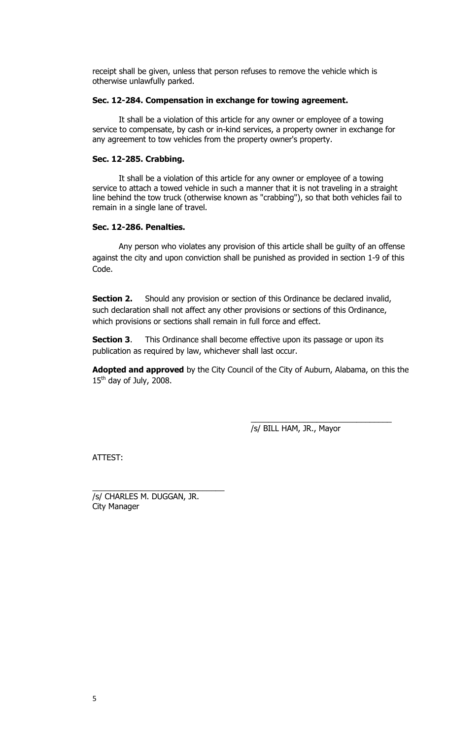receipt shall be given, unless that person refuses to remove the vehicle which is otherwise unlawfully parked.

**Sec. 12-284. Compensation in exchange for towing agreement.**

It shall be a violation of this article for any owner or employee of a towing service to compensate, by cash or in-kind services, a property owner in exchange for any agreement to tow vehicles from the property owner's property.

**Sec. 12-285. Crabbing.**

It shall be a violation of this article for any owner or employee of a towing service to attach a towed vehicle in such a manner that it is not traveling in a straight line behind the tow truck (otherwise known as "crabbing"), so that both vehicles fail to remain in a single lane of travel.

**Sec. 12-286. Penalties.**

Any person who violates any provision of this article shall be guilty of an offense against the city and upon conviction shall be punished as provided in section 1-9 of this Code.

**Section 2.** Should any provision or section of this Ordinance be declared invalid, such declaration shall not affect any other provisions or sections of this Ordinance, which provisions or sections shall remain in full force and effect.

**Section 3**. This Ordinance shall become effective upon its passage or upon its publication as required by law, whichever shall last occur.

**Adopted and approved** by the City Council of the City of Auburn, Alabama, on this the 15th day of July, 2008.

\_\_\_\_\_\_\_\_\_\_\_\_\_\_\_\_\_\_\_\_\_\_\_\_\_\_\_\_\_\_\_\_
/s/ BILL HAM, JR., Mayor

ATTEST:

\_\_\_\_\_\_\_\_\_\_\_\_\_\_\_\_\_\_\_\_\_\_\_\_\_\_\_\_\_\_\_\_
/s/ CHARLES M. DUGGAN, JR.
City Manager